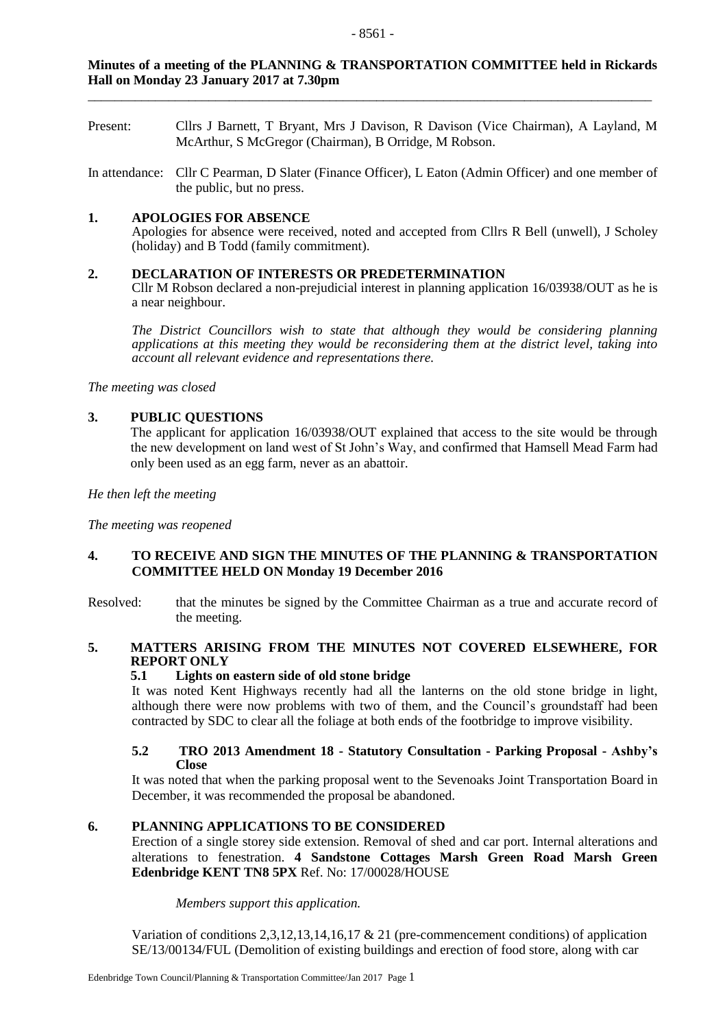**Minutes of a meeting of the PLANNING & TRANSPORTATION COMMITTEE held in Rickards Hall on Monday 23 January 2017 at 7.30pm**

---

Present: Cllrs J Barnett, T Bryant, Mrs J Davison, R Davison (Vice Chairman), A Layland, M McArthur, S McGregor (Chairman), B Orridge, M Robson.

In attendance: Cllr C Pearman, D Slater (Finance Officer), L Eaton (Admin Officer) and one member of the public, but no press.

## 1. APOLOGIES FOR ABSENCE

Apologies for absence were received, noted and accepted from Cllrs R Bell (unwell), J Scholey (holiday) and B Todd (family commitment).

## 2. DECLARATION OF INTERESTS OR PREDETERMINATION

Cllr M Robson declared a non-prejudicial interest in planning application 16/03938/OUT as he is a near neighbour.

*The District Councillors wish to state that although they would be considering planning applications at this meeting they would be reconsidering them at the district level, taking into account all relevant evidence and representations there.*

*The meeting was closed*

## 3. PUBLIC QUESTIONS

The applicant for application 16/03938/OUT explained that access to the site would be through the new development on land west of St John's Way, and confirmed that Hamsell Mead Farm had only been used as an egg farm, never as an abattoir.

*He then left the meeting*

*The meeting was reopened*

## 4. TO RECEIVE AND SIGN THE MINUTES OF THE PLANNING & TRANSPORTATION COMMITTEE HELD ON Monday 19 December 2016

Resolved: that the minutes be signed by the Committee Chairman as a true and accurate record of the meeting.

## 5. MATTERS ARISING FROM THE MINUTES NOT COVERED ELSEWHERE, FOR REPORT ONLY

### 5.1 Lights on eastern side of old stone bridge

It was noted Kent Highways recently had all the lanterns on the old stone bridge in light, although there were now problems with two of them, and the Council's groundstaff had been contracted by SDC to clear all the foliage at both ends of the footbridge to improve visibility.

### 5.2 TRO 2013 Amendment 18 - Statutory Consultation - Parking Proposal - Ashby's Close

It was noted that when the parking proposal went to the Sevenoaks Joint Transportation Board in December, it was recommended the proposal be abandoned.

## 6. PLANNING APPLICATIONS TO BE CONSIDERED

Erection of a single storey side extension. Removal of shed and car port. Internal alterations and alterations to fenestration. **4 Sandstone Cottages Marsh Green Road Marsh Green Edenbridge KENT TN8 5PX** Ref. No: 17/00028/HOUSE

*Members support this application.*

Variation of conditions 2,3,12,13,14,16,17 & 21 (pre-commencement conditions) of application SE/13/00134/FUL (Demolition of existing buildings and erection of food store, along with car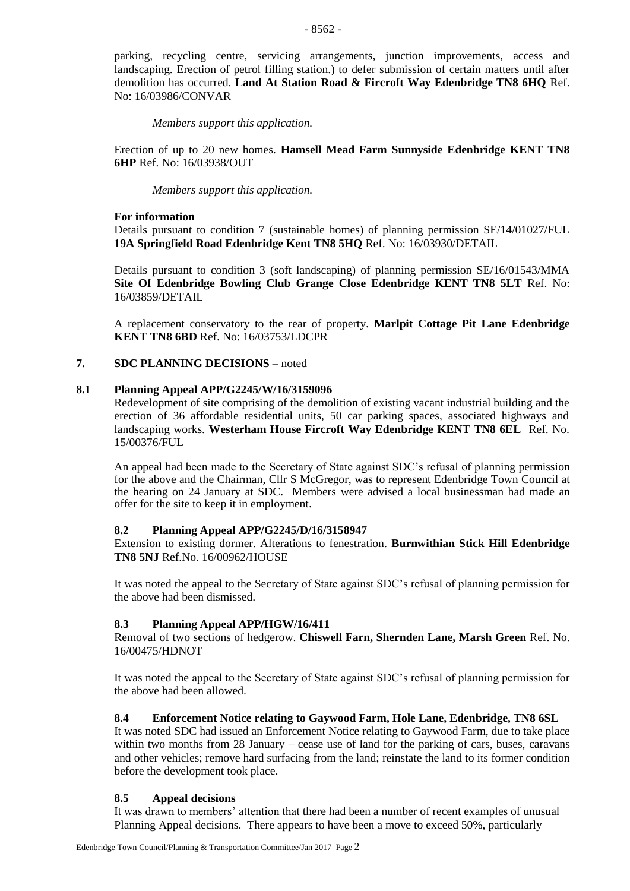parking, recycling centre, servicing arrangements, junction improvements, access and landscaping. Erection of petrol filling station.) to defer submission of certain matters until after demolition has occurred. **Land At Station Road & Fircroft Way Edenbridge TN8 6HQ** Ref. No: 16/03986/CONVAR

*Members support this application.*

Erection of up to 20 new homes. **Hamsell Mead Farm Sunnyside Edenbridge KENT TN8 6HP** Ref. No: 16/03938/OUT

*Members support this application.*

**For information**

Details pursuant to condition 7 (sustainable homes) of planning permission SE/14/01027/FUL **19A Springfield Road Edenbridge Kent TN8 5HQ** Ref. No: 16/03930/DETAIL

Details pursuant to condition 3 (soft landscaping) of planning permission SE/16/01543/MMA **Site Of Edenbridge Bowling Club Grange Close Edenbridge KENT TN8 5LT** Ref. No: 16/03859/DETAIL

A replacement conservatory to the rear of property. **Marlpit Cottage Pit Lane Edenbridge KENT TN8 6BD** Ref. No: 16/03753/LDCPR

**7. SDC PLANNING DECISIONS** – noted

**8.1 Planning Appeal APP/G2245/W/16/3159096**

Redevelopment of site comprising of the demolition of existing vacant industrial building and the erection of 36 affordable residential units, 50 car parking spaces, associated highways and landscaping works. **Westerham House Fircroft Way Edenbridge KENT TN8 6EL** Ref. No. 15/00376/FUL

An appeal had been made to the Secretary of State against SDC's refusal of planning permission for the above and the Chairman, Cllr S McGregor, was to represent Edenbridge Town Council at the hearing on 24 January at SDC. Members were advised a local businessman had made an offer for the site to keep it in employment.

**8.2 Planning Appeal APP/G2245/D/16/3158947**

Extension to existing dormer. Alterations to fenestration. **Burnwithian Stick Hill Edenbridge TN8 5NJ** Ref.No. 16/00962/HOUSE

It was noted the appeal to the Secretary of State against SDC's refusal of planning permission for the above had been dismissed.

**8.3 Planning Appeal APP/HGW/16/411**

Removal of two sections of hedgerow. **Chiswell Farn, Shernden Lane, Marsh Green** Ref. No. 16/00475/HDNOT

It was noted the appeal to the Secretary of State against SDC's refusal of planning permission for the above had been allowed.

**8.4 Enforcement Notice relating to Gaywood Farm, Hole Lane, Edenbridge, TN8 6SL**

It was noted SDC had issued an Enforcement Notice relating to Gaywood Farm, due to take place within two months from 28 January – cease use of land for the parking of cars, buses, caravans and other vehicles; remove hard surfacing from the land; reinstate the land to its former condition before the development took place.

**8.5 Appeal decisions**

It was drawn to members' attention that there had been a number of recent examples of unusual Planning Appeal decisions. There appears to have been a move to exceed 50%, particularly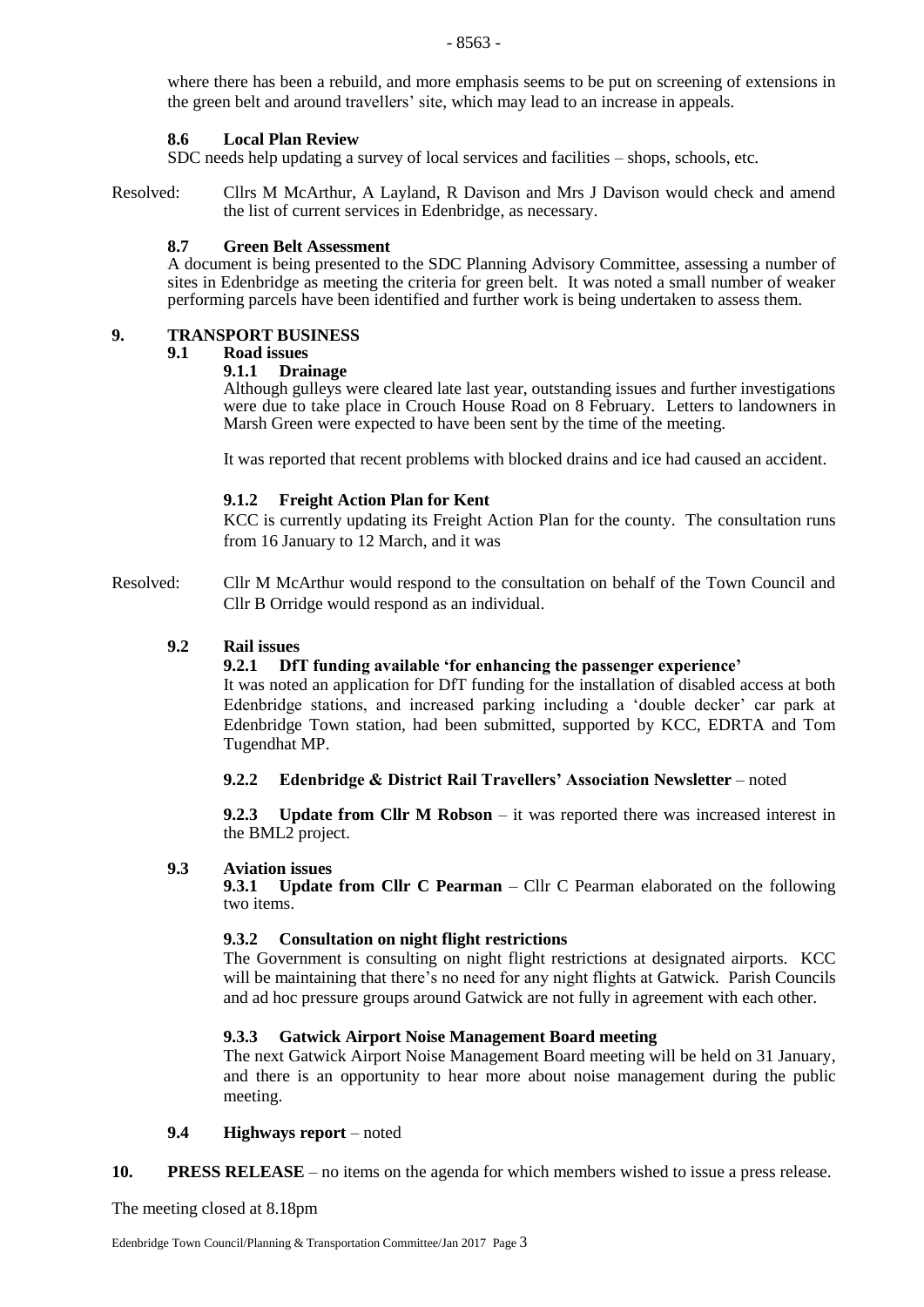where there has been a rebuild, and more emphasis seems to be put on screening of extensions in the green belt and around travellers' site, which may lead to an increase in appeals.

**8.6 Local Plan Review**

SDC needs help updating a survey of local services and facilities – shops, schools, etc.

Resolved: Cllrs M McArthur, A Layland, R Davison and Mrs J Davison would check and amend the list of current services in Edenbridge, as necessary.

**8.7 Green Belt Assessment**

A document is being presented to the SDC Planning Advisory Committee, assessing a number of sites in Edenbridge as meeting the criteria for green belt. It was noted a small number of weaker performing parcels have been identified and further work is being undertaken to assess them.

## 9. TRANSPORT BUSINESS

### 9.1 Road issues

**9.1.1 Drainage**

Although gulleys were cleared late last year, outstanding issues and further investigations were due to take place in Crouch House Road on 8 February. Letters to landowners in Marsh Green were expected to have been sent by the time of the meeting.

It was reported that recent problems with blocked drains and ice had caused an accident.

**9.1.2 Freight Action Plan for Kent**

KCC is currently updating its Freight Action Plan for the county. The consultation runs from 16 January to 12 March, and it was

Resolved: Cllr M McArthur would respond to the consultation on behalf of the Town Council and Cllr B Orridge would respond as an individual.

### 9.2 Rail issues

**9.2.1 DfT funding available 'for enhancing the passenger experience'**

It was noted an application for DfT funding for the installation of disabled access at both Edenbridge stations, and increased parking including a 'double decker' car park at Edenbridge Town station, had been submitted, supported by KCC, EDRTA and Tom Tugendhat MP.

**9.2.2 Edenbridge & District Rail Travellers' Association Newsletter** – noted

**9.2.3 Update from Cllr M Robson** – it was reported there was increased interest in the BML2 project.

### 9.3 Aviation issues

**9.3.1 Update from Cllr C Pearman** – Cllr C Pearman elaborated on the following two items.

**9.3.2 Consultation on night flight restrictions**

The Government is consulting on night flight restrictions at designated airports. KCC will be maintaining that there's no need for any night flights at Gatwick. Parish Councils and ad hoc pressure groups around Gatwick are not fully in agreement with each other.

**9.3.3 Gatwick Airport Noise Management Board meeting**

The next Gatwick Airport Noise Management Board meeting will be held on 31 January, and there is an opportunity to hear more about noise management during the public meeting.

### 9.4 Highways report – noted

## 10. PRESS RELEASE – no items on the agenda for which members wished to issue a press release.

The meeting closed at 8.18pm